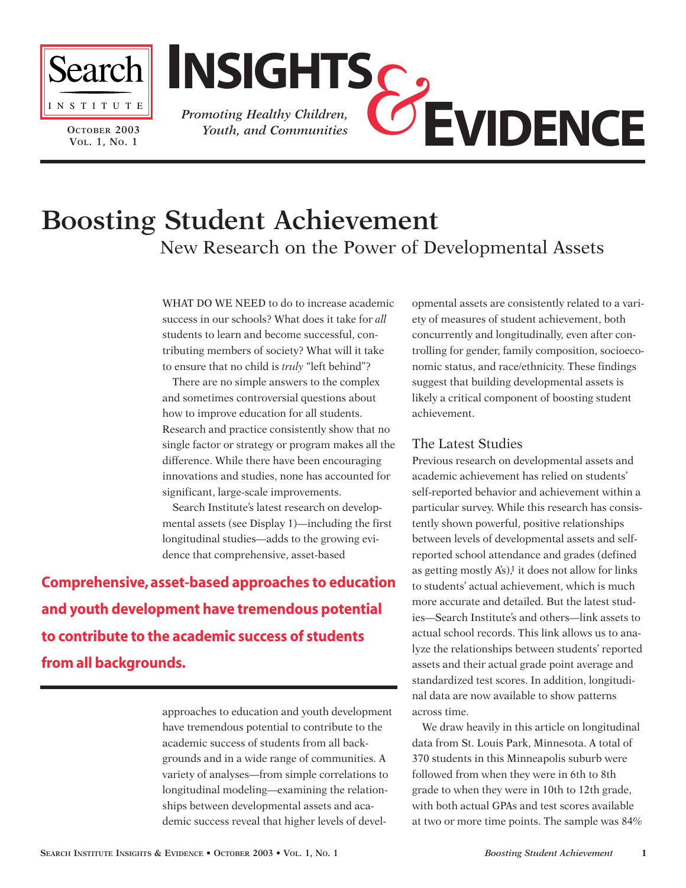Search Institute

October 2003
Vol. 1, No. 1

# Insights & Evidence

*Promoting Healthy Children, Youth, and Communities*

# Boosting Student Achievement

## New Research on the Power of Developmental Assets

WHAT DO WE NEED to do to increase academic success in our schools? What does it take for *all* students to learn and become successful, contributing members of society? What will it take to ensure that no child is *truly* "left behind"?

There are no simple answers to the complex and sometimes controversial questions about how to improve education for all students. Research and practice consistently show that no single factor or strategy or program makes all the difference. While there have been encouraging innovations and studies, none has accounted for significant, large-scale improvements.

Search Institute's latest research on developmental assets (see Display 1)—including the first longitudinal studies—adds to the growing evidence that comprehensive, asset-based approaches to education and youth development have tremendous potential to contribute to the academic success of students from all backgrounds and in a wide range of communities. A variety of analyses—from simple correlations to longitudinal modeling—examining the relationships between developmental assets and academic success reveal that higher levels of developmental assets are consistently related to a variety of measures of student achievement, both concurrently and longitudinally, even after controlling for gender, family composition, socioeconomic status, and race/ethnicity. These findings suggest that building developmental assets is likely a critical component of boosting student achievement.

**Comprehensive, asset-based approaches to education and youth development have tremendous potential to contribute to the academic success of students from all backgrounds.**

### The Latest Studies

Previous research on developmental assets and academic achievement has relied on students' self-reported behavior and achievement within a particular survey. While this research has consistently shown powerful, positive relationships between levels of developmental assets and self-reported school attendance and grades (defined as getting mostly A's),[1] it does not allow for links to students' actual achievement, which is much more accurate and detailed. But the latest studies—Search Institute's and others—link assets to actual school records. This link allows us to analyze the relationships between students' reported assets and their actual grade point average and standardized test scores. In addition, longitudinal data are now available to show patterns across time.

We draw heavily in this article on longitudinal data from St. Louis Park, Minnesota. A total of 370 students in this Minneapolis suburb were followed from when they were in 6th to 8th grade to when they were in 10th to 12th grade, with both actual GPAs and test scores available at two or more time points. The sample was 84%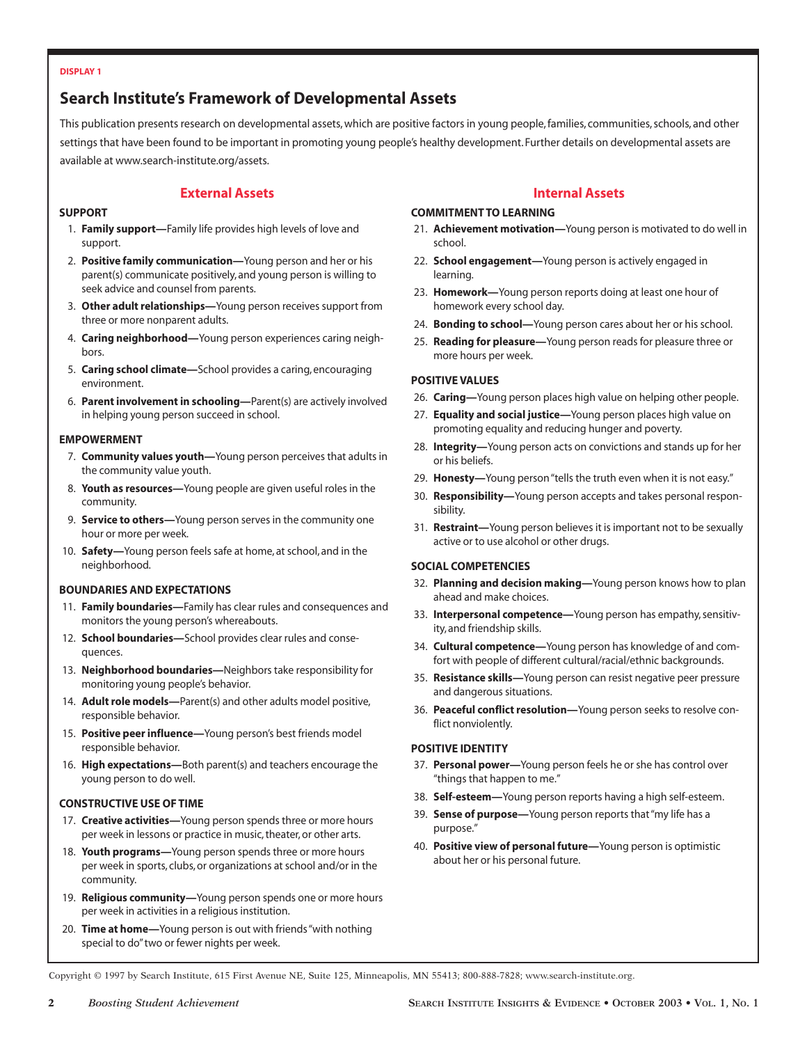DISPLAY 1

## Search Institute's Framework of Developmental Assets

This publication presents research on developmental assets, which are positive factors in young people, families, communities, schools, and other settings that have been found to be important in promoting young people's healthy development. Further details on developmental assets are available at www.search-institute.org/assets.

### External Assets

**SUPPORT**

1. **Family support—**Family life provides high levels of love and support.
2. **Positive family communication—**Young person and her or his parent(s) communicate positively, and young person is willing to seek advice and counsel from parents.
3. **Other adult relationships—**Young person receives support from three or more nonparent adults.
4. **Caring neighborhood—**Young person experiences caring neighbors.
5. **Caring school climate—**School provides a caring, encouraging environment.
6. **Parent involvement in schooling—**Parent(s) are actively involved in helping young person succeed in school.

**EMPOWERMENT**

7. **Community values youth—**Young person perceives that adults in the community value youth.
8. **Youth as resources—**Young people are given useful roles in the community.
9. **Service to others—**Young person serves in the community one hour or more per week.
10. **Safety—**Young person feels safe at home, at school, and in the neighborhood.

**BOUNDARIES AND EXPECTATIONS**

11. **Family boundaries—**Family has clear rules and consequences and monitors the young person's whereabouts.
12. **School boundaries—**School provides clear rules and consequences.
13. **Neighborhood boundaries—**Neighbors take responsibility for monitoring young people's behavior.
14. **Adult role models—**Parent(s) and other adults model positive, responsible behavior.
15. **Positive peer influence—**Young person's best friends model responsible behavior.
16. **High expectations—**Both parent(s) and teachers encourage the young person to do well.

**CONSTRUCTIVE USE OF TIME**

17. **Creative activities—**Young person spends three or more hours per week in lessons or practice in music, theater, or other arts.
18. **Youth programs—**Young person spends three or more hours per week in sports, clubs, or organizations at school and/or in the community.
19. **Religious community—**Young person spends one or more hours per week in activities in a religious institution.
20. **Time at home—**Young person is out with friends "with nothing special to do" two or fewer nights per week.

### Internal Assets

**COMMITMENT TO LEARNING**

21. **Achievement motivation—**Young person is motivated to do well in school.
22. **School engagement—**Young person is actively engaged in learning.
23. **Homework—**Young person reports doing at least one hour of homework every school day.
24. **Bonding to school—**Young person cares about her or his school.
25. **Reading for pleasure—**Young person reads for pleasure three or more hours per week.

**POSITIVE VALUES**

26. **Caring—**Young person places high value on helping other people.
27. **Equality and social justice—**Young person places high value on promoting equality and reducing hunger and poverty.
28. **Integrity—**Young person acts on convictions and stands up for her or his beliefs.
29. **Honesty—**Young person "tells the truth even when it is not easy."
30. **Responsibility—**Young person accepts and takes personal responsibility.
31. **Restraint—**Young person believes it is important not to be sexually active or to use alcohol or other drugs.

**SOCIAL COMPETENCIES**

32. **Planning and decision making—**Young person knows how to plan ahead and make choices.
33. **Interpersonal competence—**Young person has empathy, sensitivity, and friendship skills.
34. **Cultural competence—**Young person has knowledge of and comfort with people of different cultural/racial/ethnic backgrounds.
35. **Resistance skills—**Young person can resist negative peer pressure and dangerous situations.
36. **Peaceful conflict resolution—**Young person seeks to resolve conflict nonviolently.

**POSITIVE IDENTITY**

37. **Personal power—**Young person feels he or she has control over "things that happen to me."
38. **Self-esteem—**Young person reports having a high self-esteem.
39. **Sense of purpose—**Young person reports that "my life has a purpose."
40. **Positive view of personal future—**Young person is optimistic about her or his personal future.

Copyright © 1997 by Search Institute, 615 First Avenue NE, Suite 125, Minneapolis, MN 55413; 800-888-7828; www.search-institute.org.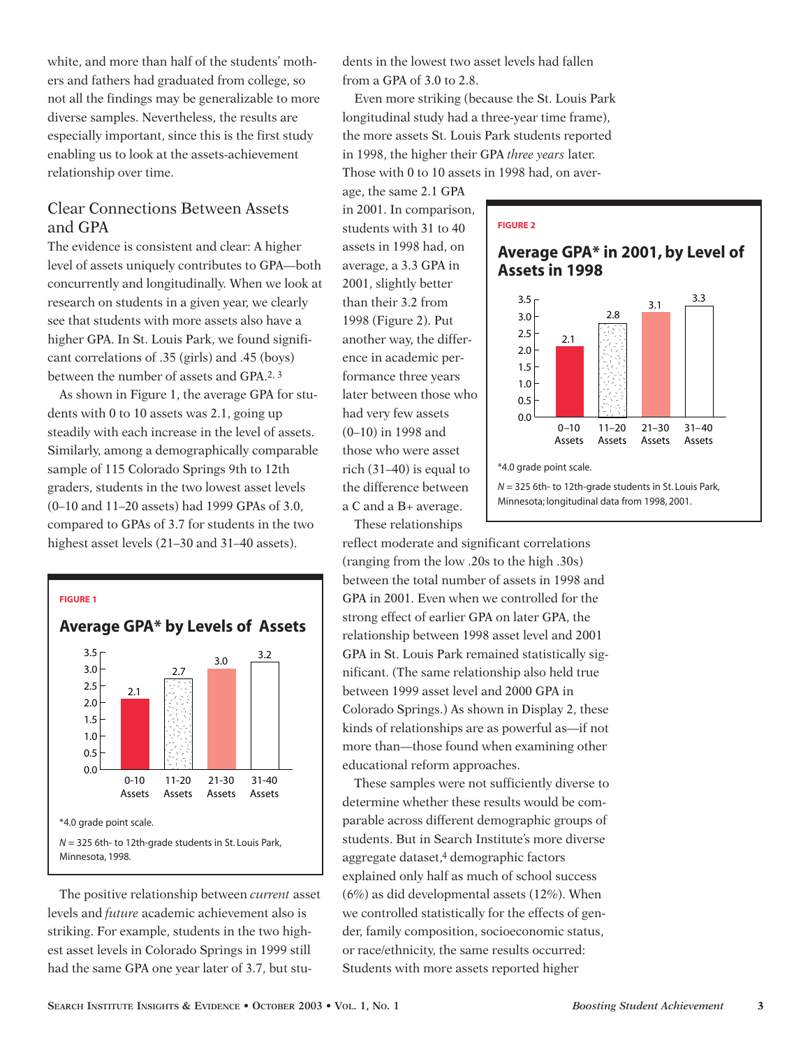white, and more than half of the students' mothers and fathers had graduated from college, so not all the findings may be generalizable to more diverse samples. Nevertheless, the results are especially important, since this is the first study enabling us to look at the assets-achievement relationship over time.

## Clear Connections Between Assets and GPA

The evidence is consistent and clear: A higher level of assets uniquely contributes to GPA—both concurrently and longitudinally. When we look at research on students in a given year, we clearly see that students with more assets also have a higher GPA. In St. Louis Park, we found significant correlations of .35 (girls) and .45 (boys) between the number of assets and GPA.[2, 3]

As shown in Figure 1, the average GPA for students with 0 to 10 assets was 2.1, going up steadily with each increase in the level of assets. Similarly, among a demographically comparable sample of 115 Colorado Springs 9th to 12th graders, students in the two lowest asset levels (0–10 and 11–20 assets) had 1999 GPAs of 3.0, compared to GPAs of 3.7 for students in the two highest asset levels (21–30 and 31–40 assets).

**FIGURE 1**

### Average GPA* by Levels of Assets

| Assets | Average GPA |
|---|---|
| 0-10 Assets | 2.1 |
| 11-20 Assets | 2.7 |
| 21-30 Assets | 3.0 |
| 31-40 Assets | 3.2 |

*4.0 grade point scale.

*N* = 325 6th- to 12th-grade students in St. Louis Park, Minnesota, 1998.

The positive relationship between *current* asset levels and *future* academic achievement also is striking. For example, students in the two highest asset levels in Colorado Springs in 1999 still had the same GPA one year later of 3.7, but students in the lowest two asset levels had fallen from a GPA of 3.0 to 2.8.

Even more striking (because the St. Louis Park longitudinal study had a three-year time frame), the more assets St. Louis Park students reported in 1998, the higher their GPA *three years* later. Those with 0 to 10 assets in 1998 had, on average, the same 2.1 GPA in 2001. In comparison, students with 31 to 40 assets in 1998 had, on average, a 3.3 GPA in 2001, slightly better than their 3.2 from 1998 (Figure 2). Put another way, the difference in academic performance three years later between those who had very few assets (0–10) in 1998 and those who were asset rich (31–40) is equal to the difference between a C and a B+ average.

**FIGURE 2**

### Average GPA* in 2001, by Level of Assets in 1998

| Assets | Average GPA |
|---|---|
| 0–10 Assets | 2.1 |
| 11–20 Assets | 2.8 |
| 21–30 Assets | 3.1 |
| 31–40 Assets | 3.3 |

*4.0 grade point scale.

*N* = 325 6th- to 12th-grade students in St. Louis Park, Minnesota; longitudinal data from 1998, 2001.

These relationships reflect moderate and significant correlations (ranging from the low .20s to the high .30s) between the total number of assets in 1998 and GPA in 2001. Even when we controlled for the strong effect of earlier GPA on later GPA, the relationship between 1998 asset level and 2001 GPA in St. Louis Park remained statistically significant. (The same relationship also held true between 1999 asset level and 2000 GPA in Colorado Springs.) As shown in Display 2, these kinds of relationships are as powerful as—if not more than—those found when examining other educational reform approaches.

These samples were not sufficiently diverse to determine whether these results would be comparable across different demographic groups of students. But in Search Institute's more diverse aggregate dataset,[4] demographic factors explained only half as much of school success (6%) as did developmental assets (12%). When we controlled statistically for the effects of gender, family composition, socioeconomic status, or race/ethnicity, the same results occurred: Students with more assets reported higher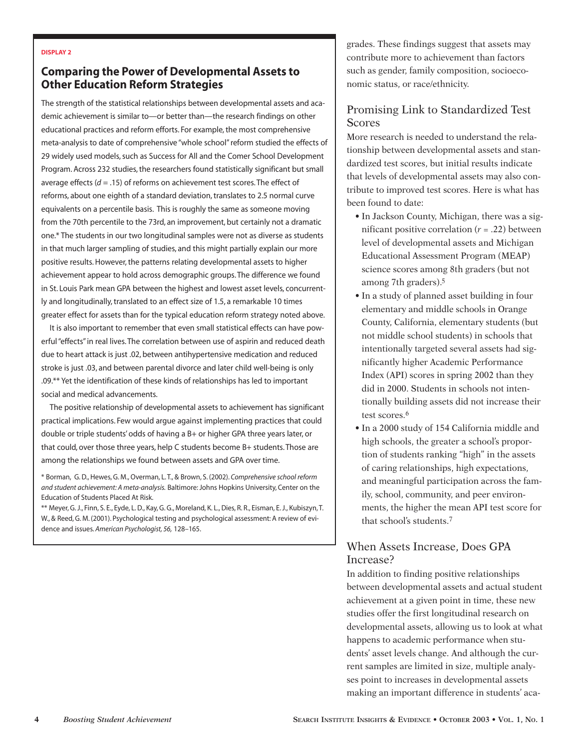**DISPLAY 2**

## Comparing the Power of Developmental Assets to Other Education Reform Strategies

The strength of the statistical relationships between developmental assets and academic achievement is similar to—or better than—the research findings on other educational practices and reform efforts. For example, the most comprehensive meta-analysis to date of comprehensive "whole school" reform studied the effects of 29 widely used models, such as Success for All and the Comer School Development Program. Across 232 studies, the researchers found statistically significant but small average effects ($d = .15$) of reforms on achievement test scores. The effect of reforms, about one eighth of a standard deviation, translates to 2.5 normal curve equivalents on a percentile basis. This is roughly the same as someone moving from the 70th percentile to the 73rd, an improvement, but certainly not a dramatic one.* The students in our two longitudinal samples were not as diverse as students in that much larger sampling of studies, and this might partially explain our more positive results. However, the patterns relating developmental assets to higher achievement appear to hold across demographic groups. The difference we found in St. Louis Park mean GPA between the highest and lowest asset levels, concurrently and longitudinally, translated to an effect size of 1.5, a remarkable 10 times greater effect for assets than for the typical education reform strategy noted above.

It is also important to remember that even small statistical effects can have powerful "effects" in real lives. The correlation between use of aspirin and reduced death due to heart attack is just .02, between antihypertensive medication and reduced stroke is just .03, and between parental divorce and later child well-being is only .09.** Yet the identification of these kinds of relationships has led to important social and medical advancements.

The positive relationship of developmental assets to achievement has significant practical implications. Few would argue against implementing practices that could double or triple students' odds of having a B+ or higher GPA three years later, or that could, over those three years, help C students become B+ students. Those are among the relationships we found between assets and GPA over time.

\* Borman, G. D., Hewes, G. M., Overman, L. T., & Brown, S. (2002). *Comprehensive school reform and student achievement: A meta-analysis.* Baltimore: Johns Hopkins University, Center on the Education of Students Placed At Risk.

\*\* Meyer, G. J., Finn, S. E., Eyde, L. D., Kay, G. G., Moreland, K. L., Dies, R. R., Eisman, E. J., Kubiszyn, T. W., & Reed, G. M. (2001). Psychological testing and psychological assessment: A review of evidence and issues. *American Psychologist, 56,* 128–165.

grades. These findings suggest that assets may contribute more to achievement than factors such as gender, family composition, socioeconomic status, or race/ethnicity.

## Promising Link to Standardized Test Scores

More research is needed to understand the relationship between developmental assets and standardized test scores, but initial results indicate that levels of developmental assets may also contribute to improved test scores. Here is what has been found to date:

- In Jackson County, Michigan, there was a significant positive correlation ($r = .22$) between level of developmental assets and Michigan Educational Assessment Program (MEAP) science scores among 8th graders (but not among 7th graders).[5]
- In a study of planned asset building in four elementary and middle schools in Orange County, California, elementary students (but not middle school students) in schools that intentionally targeted several assets had significantly higher Academic Performance Index (API) scores in spring 2002 than they did in 2000. Students in schools not intentionally building assets did not increase their test scores.[6]
- In a 2000 study of 154 California middle and high schools, the greater a school's proportion of students ranking "high" in the assets of caring relationships, high expectations, and meaningful participation across the family, school, community, and peer environments, the higher the mean API test score for that school's students.[7]

## When Assets Increase, Does GPA Increase?

In addition to finding positive relationships between developmental assets and actual student achievement at a given point in time, these new studies offer the first longitudinal research on developmental assets, allowing us to look at what happens to academic performance when students' asset levels change. And although the current samples are limited in size, multiple analyses point to increases in developmental assets making an important difference in students' aca-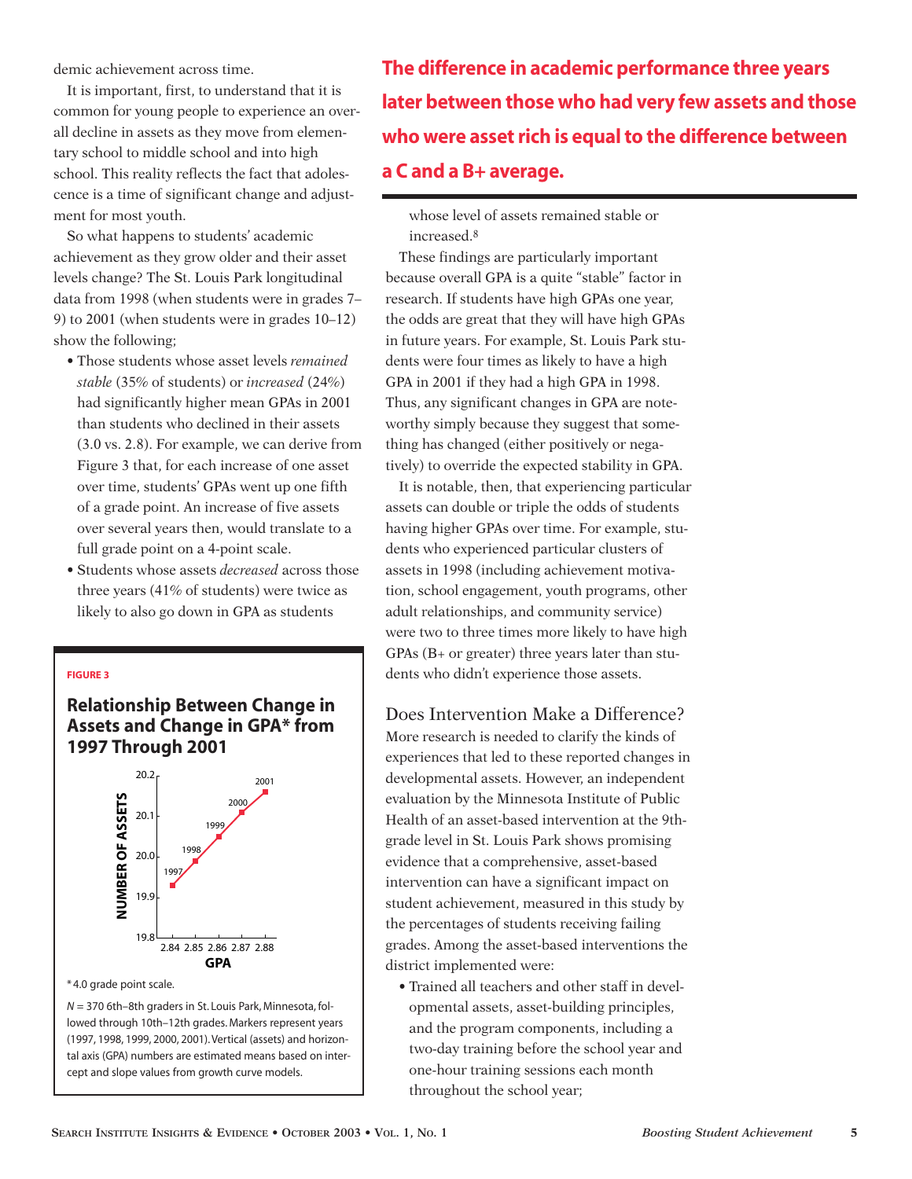demic achievement across time.

It is important, first, to understand that it is common for young people to experience an overall decline in assets as they move from elementary school to middle school and into high school. This reality reflects the fact that adolescence is a time of significant change and adjustment for most youth.

So what happens to students' academic achievement as they grow older and their asset levels change? The St. Louis Park longitudinal data from 1998 (when students were in grades 7–9) to 2001 (when students were in grades 10–12) show the following;

- Those students whose asset levels *remained stable* (35% of students) or *increased* (24%) had significantly higher mean GPAs in 2001 than students who declined in their assets (3.0 vs. 2.8). For example, we can derive from Figure 3 that, for each increase of one asset over time, students' GPAs went up one fifth of a grade point. An increase of five assets over several years then, would translate to a full grade point on a 4-point scale.
- Students whose assets *decreased* across those three years (41% of students) were twice as likely to also go down in GPA as students whose level of assets remained stable or increased.[8]

**The difference in academic performance three years later between those who had very few assets and those who were asset rich is equal to the difference between a C and a B+ average.**

These findings are particularly important because overall GPA is a quite "stable" factor in research. If students have high GPAs one year, the odds are great that they will have high GPAs in future years. For example, St. Louis Park students were four times as likely to have a high GPA in 2001 if they had a high GPA in 1998. Thus, any significant changes in GPA are noteworthy simply because they suggest that something has changed (either positively or negatively) to override the expected stability in GPA.

It is notable, then, that experiencing particular assets can double or triple the odds of students having higher GPAs over time. For example, students who experienced particular clusters of assets in 1998 (including achievement motivation, school engagement, youth programs, other adult relationships, and community service) were two to three times more likely to have high GPAs (B+ or greater) three years later than students who didn't experience those assets.

FIGURE 3

**Relationship Between Change in Assets and Change in GPA* from 1997 Through 2001**

| Year | GPA | Number of Assets |
|---|---|---|
| 1997 | 2.84 | 19.93 |
| 1998 | 2.85 | 19.99 |
| 1999 | 2.86 | 20.05 |
| 2000 | 2.87 | 20.11 |
| 2001 | 2.88 | 20.17 |

\* 4.0 grade point scale.

*N* = 370 6th–8th graders in St. Louis Park, Minnesota, followed through 10th–12th grades. Markers represent years (1997, 1998, 1999, 2000, 2001). Vertical (assets) and horizontal axis (GPA) numbers are estimated means based on intercept and slope values from growth curve models.

## Does Intervention Make a Difference?

More research is needed to clarify the kinds of experiences that led to these reported changes in developmental assets. However, an independent evaluation by the Minnesota Institute of Public Health of an asset-based intervention at the 9th-grade level in St. Louis Park shows promising evidence that a comprehensive, asset-based intervention can have a significant impact on student achievement, measured in this study by the percentages of students receiving failing grades. Among the asset-based interventions the district implemented were:

- Trained all teachers and other staff in developmental assets, asset-building principles, and the program components, including a two-day training before the school year and one-hour training sessions each month throughout the school year;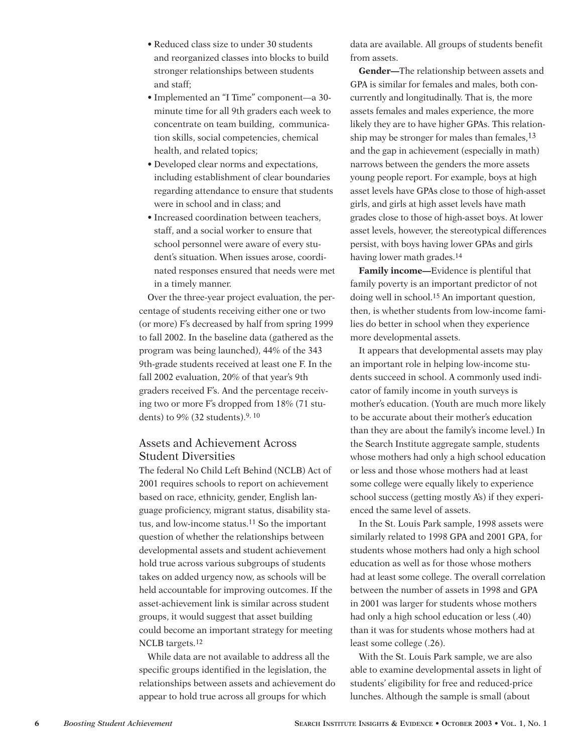- Reduced class size to under 30 students and reorganized classes into blocks to build stronger relationships between students and staff;
- Implemented an "I Time" component—a 30-minute time for all 9th graders each week to concentrate on team building, communication skills, social competencies, chemical health, and related topics;
- Developed clear norms and expectations, including establishment of clear boundaries regarding attendance to ensure that students were in school and in class; and
- Increased coordination between teachers, staff, and a social worker to ensure that school personnel were aware of every student's situation. When issues arose, coordinated responses ensured that needs were met in a timely manner.

Over the three-year project evaluation, the percentage of students receiving either one or two (or more) F's decreased by half from spring 1999 to fall 2002. In the baseline data (gathered as the program was being launched), 44% of the 343 9th-grade students received at least one F. In the fall 2002 evaluation, 20% of that year's 9th graders received F's. And the percentage receiving two or more F's dropped from 18% (71 students) to 9% (32 students).[9, 10]

## Assets and Achievement Across Student Diversities

The federal No Child Left Behind (NCLB) Act of 2001 requires schools to report on achievement based on race, ethnicity, gender, English language proficiency, migrant status, disability status, and low-income status.[11] So the important question of whether the relationships between developmental assets and student achievement hold true across various subgroups of students takes on added urgency now, as schools will be held accountable for improving outcomes. If the asset-achievement link is similar across student groups, it would suggest that asset building could become an important strategy for meeting NCLB targets.[12]

While data are not available to address all the specific groups identified in the legislation, the relationships between assets and achievement do appear to hold true across all groups for which data are available. All groups of students benefit from assets.

**Gender—**The relationship between assets and GPA is similar for females and males, both concurrently and longitudinally. That is, the more assets females and males experience, the more likely they are to have higher GPAs. This relationship may be stronger for males than females,[13] and the gap in achievement (especially in math) narrows between the genders the more assets young people report. For example, boys at high asset levels have GPAs close to those of high-asset girls, and girls at high asset levels have math grades close to those of high-asset boys. At lower asset levels, however, the stereotypical differences persist, with boys having lower GPAs and girls having lower math grades.[14]

**Family income—**Evidence is plentiful that family poverty is an important predictor of not doing well in school.[15] An important question, then, is whether students from low-income families do better in school when they experience more developmental assets.

It appears that developmental assets may play an important role in helping low-income students succeed in school. A commonly used indicator of family income in youth surveys is mother's education. (Youth are much more likely to be accurate about their mother's education than they are about the family's income level.) In the Search Institute aggregate sample, students whose mothers had only a high school education or less and those whose mothers had at least some college were equally likely to experience school success (getting mostly A's) if they experienced the same level of assets.

In the St. Louis Park sample, 1998 assets were similarly related to 1998 GPA and 2001 GPA, for students whose mothers had only a high school education as well as for those whose mothers had at least some college. The overall correlation between the number of assets in 1998 and GPA in 2001 was larger for students whose mothers had only a high school education or less (.40) than it was for students whose mothers had at least some college (.26).

With the St. Louis Park sample, we are also able to examine developmental assets in light of students' eligibility for free and reduced-price lunches. Although the sample is small (about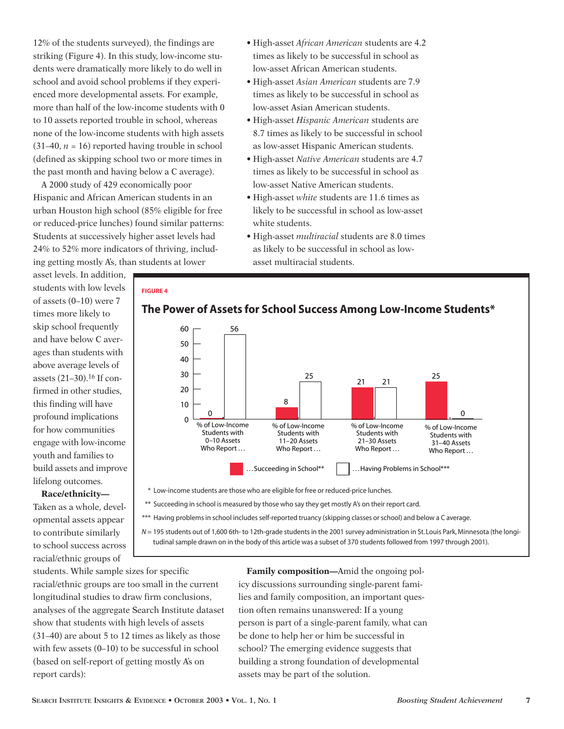12% of the students surveyed), the findings are striking (Figure 4). In this study, low-income students were dramatically more likely to do well in school and avoid school problems if they experienced more developmental assets. For example, more than half of the low-income students with 0 to 10 assets reported trouble in school, whereas none of the low-income students with high assets (31–40, $n$ = 16) reported having trouble in school (defined as skipping school two or more times in the past month and having below a C average).

A 2000 study of 429 economically poor Hispanic and African American students in an urban Houston high school (85% eligible for free or reduced-price lunches) found similar patterns: Students at successively higher asset levels had 24% to 52% more indicators of thriving, including getting mostly A's, than students at lower asset levels. In addition, students with low levels of assets (0–10) were 7 times more likely to skip school frequently and have below C averages than students with above average levels of assets (21–30).[16] If confirmed in other studies, this finding will have profound implications for how communities engage with low-income youth and families to build assets and improve lifelong outcomes.

**Race/ethnicity—** Taken as a whole, developmental assets appear to contribute similarly to school success across racial/ethnic groups of students. While sample sizes for specific racial/ethnic groups are too small in the current longitudinal studies to draw firm conclusions, analyses of the aggregate Search Institute dataset show that students with high levels of assets (31–40) are about 5 to 12 times as likely as those with few assets (0–10) to be successful in school (based on self-report of getting mostly A's on report cards):

- High-asset *African American* students are 4.2 times as likely to be successful in school as low-asset African American students.
- High-asset *Asian American* students are 7.9 times as likely to be successful in school as low-asset Asian American students.
- High-asset *Hispanic American* students are 8.7 times as likely to be successful in school as low-asset Hispanic American students.
- High-asset *Native American* students are 4.7 times as likely to be successful in school as low-asset Native American students.
- High-asset *white* students are 11.6 times as likely to be successful in school as low-asset white students.
- High-asset *multiracial* students are 8.0 times as likely to be successful in school as low-asset multiracial students.

**FIGURE 4**

**The Power of Assets for School Success Among Low-Income Students***

| | …Succeeding in School** | …Having Problems in School*** |
|---|---|---|
| % of Low-Income Students with 0–10 Assets Who Report … | 0 | 56 |
| % of Low-Income Students with 11–20 Assets Who Report … | 8 | 25 |
| % of Low-Income Students with 21–30 Assets Who Report … | 21 | 21 |
| % of Low-Income Students with 31–40 Assets Who Report … | 25 | 0 |

\* Low-income students are those who are eligible for free or reduced-price lunches.

** Succeeding in school is measured by those who say they get mostly A's on their report card.

*** Having problems in school includes self-reported truancy (skipping classes or school) and below a C average.

$N$ = 195 students out of 1,600 6th- to 12th-grade students in the 2001 survey administration in St. Louis Park, Minnesota (the longitudinal sample drawn on in the body of this article was a subset of 370 students followed from 1997 through 2001).

**Family composition—** Amid the ongoing policy discussions surrounding single-parent families and family composition, an important question often remains unanswered: If a young person is part of a single-parent family, what can be done to help her or him be successful in school? The emerging evidence suggests that building a strong foundation of developmental assets may be part of the solution.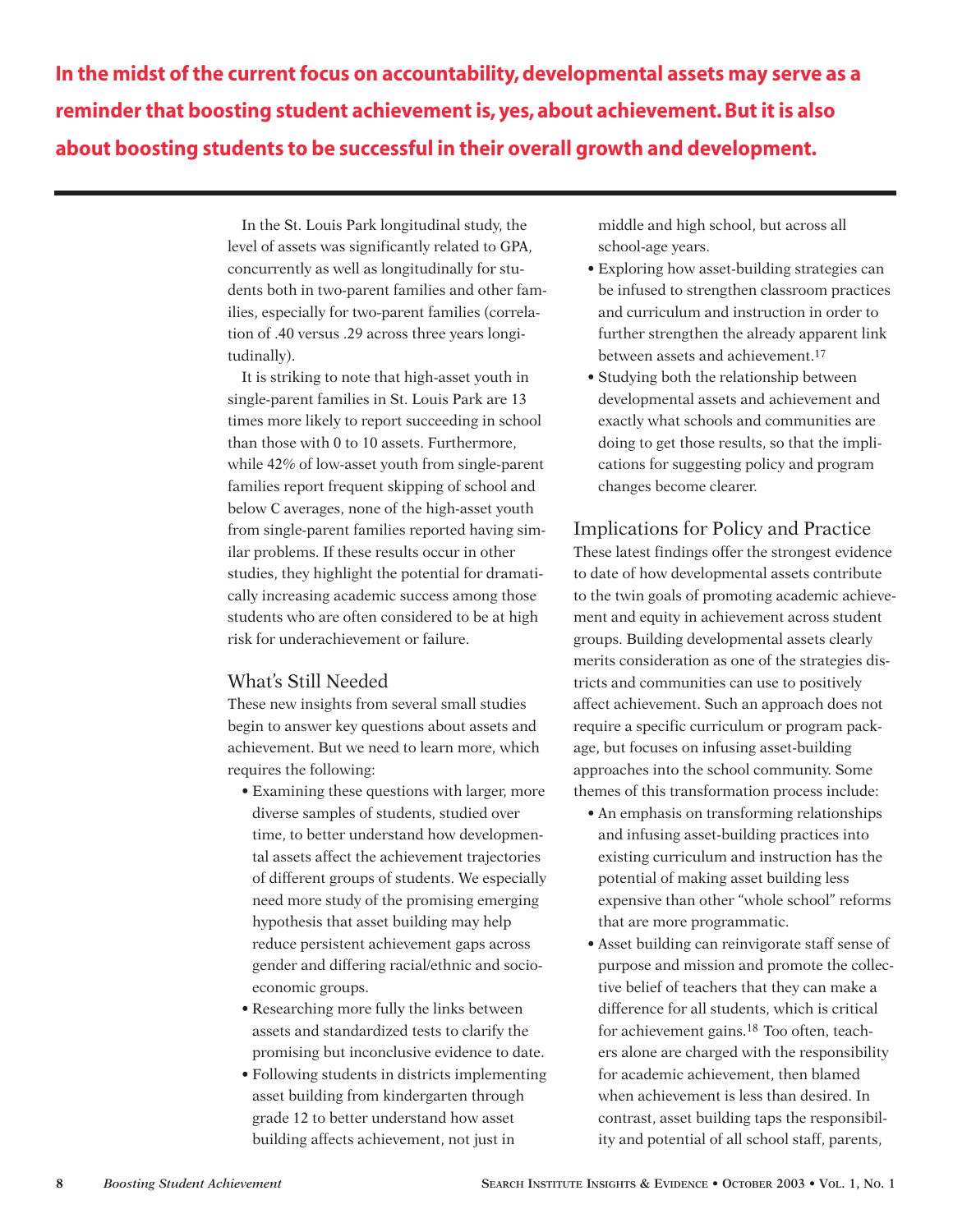**In the midst of the current focus on accountability, developmental assets may serve as a reminder that boosting student achievement is, yes, about achievement. But it is also about boosting students to be successful in their overall growth and development.**

In the St. Louis Park longitudinal study, the level of assets was significantly related to GPA, concurrently as well as longitudinally for students both in two-parent families and other families, especially for two-parent families (correlation of .40 versus .29 across three years longitudinally).

It is striking to note that high-asset youth in single-parent families in St. Louis Park are 13 times more likely to report succeeding in school than those with 0 to 10 assets. Furthermore, while 42% of low-asset youth from single-parent families report frequent skipping of school and below C averages, none of the high-asset youth from single-parent families reported having similar problems. If these results occur in other studies, they highlight the potential for dramatically increasing academic success among those students who are often considered to be at high risk for underachievement or failure.

## What's Still Needed

These new insights from several small studies begin to answer key questions about assets and achievement. But we need to learn more, which requires the following:

- Examining these questions with larger, more diverse samples of students, studied over time, to better understand how developmental assets affect the achievement trajectories of different groups of students. We especially need more study of the promising emerging hypothesis that asset building may help reduce persistent achievement gaps across gender and differing racial/ethnic and socioeconomic groups.
- Researching more fully the links between assets and standardized tests to clarify the promising but inconclusive evidence to date.
- Following students in districts implementing asset building from kindergarten through grade 12 to better understand how asset building affects achievement, not just in middle and high school, but across all school-age years.
- Exploring how asset-building strategies can be infused to strengthen classroom practices and curriculum and instruction in order to further strengthen the already apparent link between assets and achievement.[17]
- Studying both the relationship between developmental assets and achievement and exactly what schools and communities are doing to get those results, so that the implications for suggesting policy and program changes become clearer.

## Implications for Policy and Practice

These latest findings offer the strongest evidence to date of how developmental assets contribute to the twin goals of promoting academic achievement and equity in achievement across student groups. Building developmental assets clearly merits consideration as one of the strategies districts and communities can use to positively affect achievement. Such an approach does not require a specific curriculum or program package, but focuses on infusing asset-building approaches into the school community. Some themes of this transformation process include:

- An emphasis on transforming relationships and infusing asset-building practices into existing curriculum and instruction has the potential of making asset building less expensive than other "whole school" reforms that are more programmatic.
- Asset building can reinvigorate staff sense of purpose and mission and promote the collective belief of teachers that they can make a difference for all students, which is critical for achievement gains.[18] Too often, teachers alone are charged with the responsibility for academic achievement, then blamed when achievement is less than desired. In contrast, asset building taps the responsibility and potential of all school staff, parents,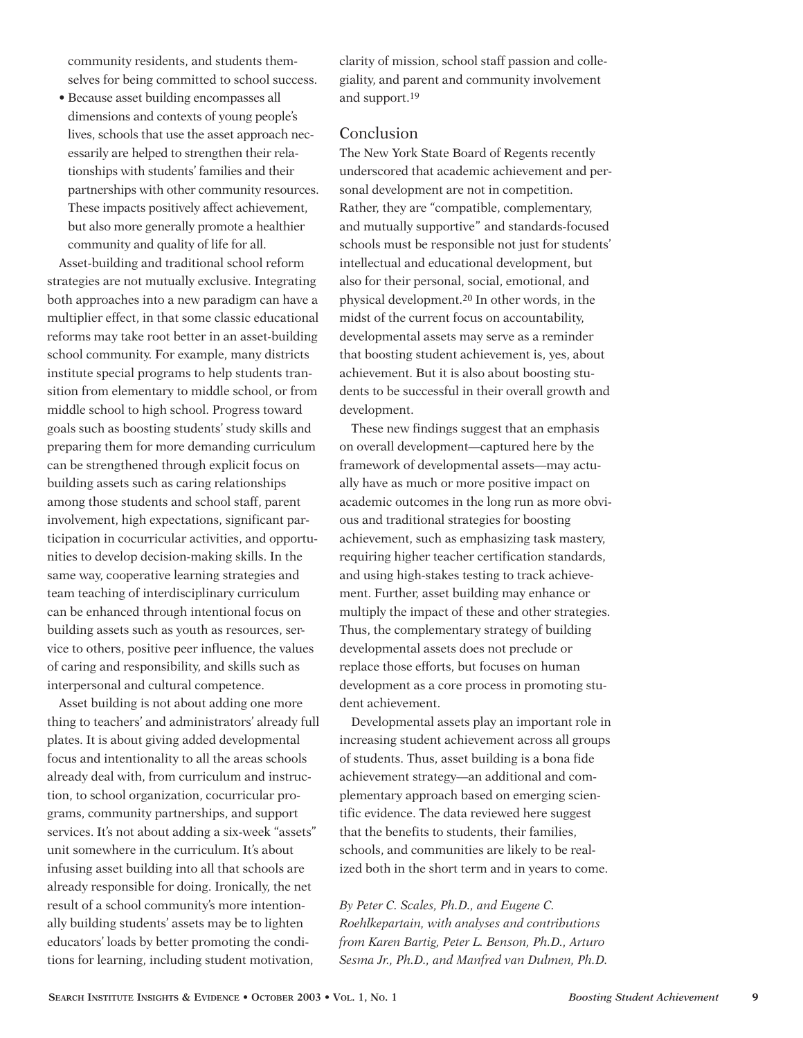community residents, and students themselves for being committed to school success.

- Because asset building encompasses all dimensions and contexts of young people's lives, schools that use the asset approach necessarily are helped to strengthen their relationships with students' families and their partnerships with other community resources. These impacts positively affect achievement, but also more generally promote a healthier community and quality of life for all.

Asset-building and traditional school reform strategies are not mutually exclusive. Integrating both approaches into a new paradigm can have a multiplier effect, in that some classic educational reforms may take root better in an asset-building school community. For example, many districts institute special programs to help students transition from elementary to middle school, or from middle school to high school. Progress toward goals such as boosting students' study skills and preparing them for more demanding curriculum can be strengthened through explicit focus on building assets such as caring relationships among those students and school staff, parent involvement, high expectations, significant participation in cocurricular activities, and opportunities to develop decision-making skills. In the same way, cooperative learning strategies and team teaching of interdisciplinary curriculum can be enhanced through intentional focus on building assets such as youth as resources, service to others, positive peer influence, the values of caring and responsibility, and skills such as interpersonal and cultural competence.

Asset building is not about adding one more thing to teachers' and administrators' already full plates. It is about giving added developmental focus and intentionality to all the areas schools already deal with, from curriculum and instruction, to school organization, cocurricular programs, community partnerships, and support services. It's not about adding a six-week "assets" unit somewhere in the curriculum. It's about infusing asset building into all that schools are already responsible for doing. Ironically, the net result of a school community's more intentionally building students' assets may be to lighten educators' loads by better promoting the conditions for learning, including student motivation, clarity of mission, school staff passion and collegiality, and parent and community involvement and support.[19]

## Conclusion

The New York State Board of Regents recently underscored that academic achievement and personal development are not in competition. Rather, they are "compatible, complementary, and mutually supportive" and standards-focused schools must be responsible not just for students' intellectual and educational development, but also for their personal, social, emotional, and physical development.[20] In other words, in the midst of the current focus on accountability, developmental assets may serve as a reminder that boosting student achievement is, yes, about achievement. But it is also about boosting students to be successful in their overall growth and development.

These new findings suggest that an emphasis on overall development—captured here by the framework of developmental assets—may actually have as much or more positive impact on academic outcomes in the long run as more obvious and traditional strategies for boosting achievement, such as emphasizing task mastery, requiring higher teacher certification standards, and using high-stakes testing to track achievement. Further, asset building may enhance or multiply the impact of these and other strategies. Thus, the complementary strategy of building developmental assets does not preclude or replace those efforts, but focuses on human development as a core process in promoting student achievement.

Developmental assets play an important role in increasing student achievement across all groups of students. Thus, asset building is a bona fide achievement strategy—an additional and complementary approach based on emerging scientific evidence. The data reviewed here suggest that the benefits to students, their families, schools, and communities are likely to be realized both in the short term and in years to come.

*By Peter C. Scales, Ph.D., and Eugene C. Roehlkepartain, with analyses and contributions from Karen Bartig, Peter L. Benson, Ph.D., Arturo Sesma Jr., Ph.D., and Manfred van Dulmen, Ph.D.*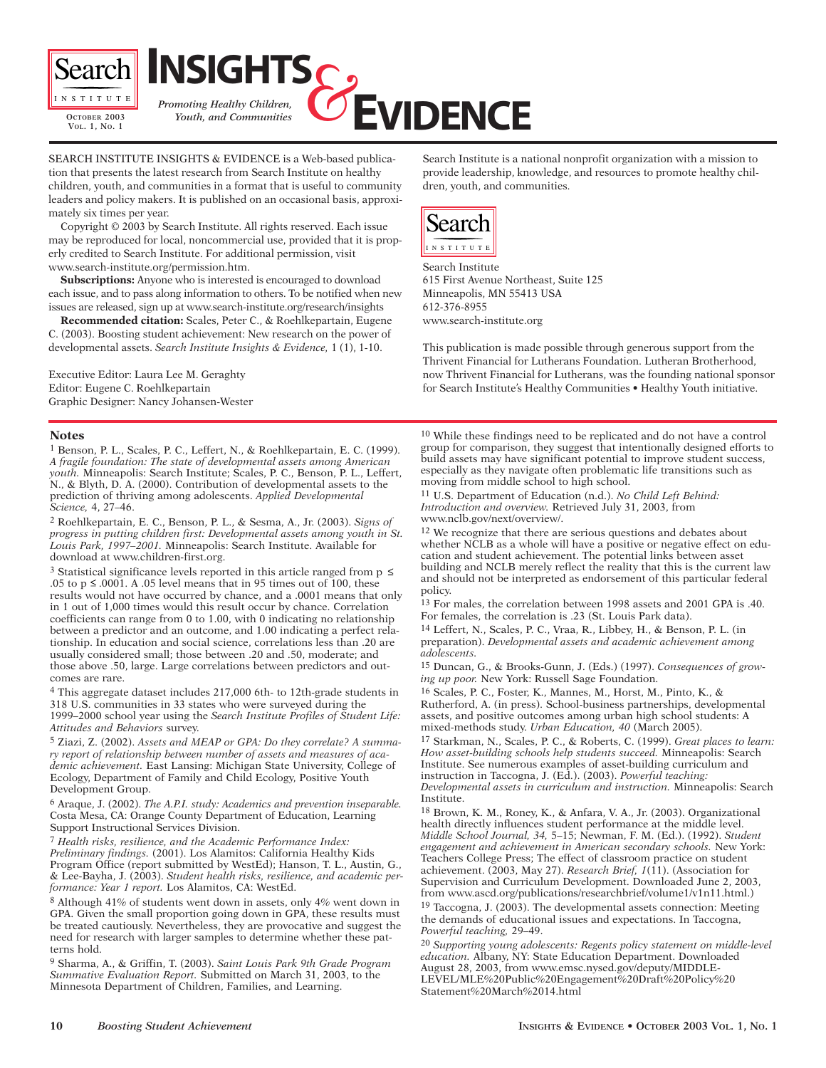# INSIGHTS & EVIDENCE

Search Institute

October 2003
Vol. 1, No. 1

*Promoting Healthy Children, Youth, and Communities*

SEARCH INSTITUTE INSIGHTS & EVIDENCE is a Web-based publication that presents the latest research from Search Institute on healthy children, youth, and communities in a format that is useful to community leaders and policy makers. It is published on an occasional basis, approximately six times per year.

Copyright © 2003 by Search Institute. All rights reserved. Each issue may be reproduced for local, noncommercial use, provided that it is properly credited to Search Institute. For additional permission, visit www.search-institute.org/permission.htm.

**Subscriptions:** Anyone who is interested is encouraged to download each issue, and to pass along information to others. To be notified when new issues are released, sign up at www.search-institute.org/research/insights

**Recommended citation:** Scales, Peter C., & Roehlkepartain, Eugene C. (2003). Boosting student achievement: New research on the power of developmental assets. *Search Institute Insights & Evidence,* 1 (1), 1-10.

Executive Editor: Laura Lee M. Geraghty
Editor: Eugene C. Roehlkepartain
Graphic Designer: Nancy Johansen-Wester

Search Institute is a national nonprofit organization with a mission to provide leadership, knowledge, and resources to promote healthy children, youth, and communities.

Search Institute
615 First Avenue Northeast, Suite 125
Minneapolis, MN 55413 USA
612-376-8955
www.search-institute.org

This publication is made possible through generous support from the Thrivent Financial for Lutherans Foundation. Lutheran Brotherhood, now Thrivent Financial for Lutherans, was the founding national sponsor for Search Institute's Healthy Communities • Healthy Youth initiative.

## Notes

[1] Benson, P. L., Scales, P. C., Leffert, N., & Roehlkepartain, E. C. (1999). *A fragile foundation: The state of developmental assets among American youth.* Minneapolis: Search Institute; Scales, P. C., Benson, P. L., Leffert, N., & Blyth, D. A. (2000). Contribution of developmental assets to the prediction of thriving among adolescents. *Applied Developmental Science,* 4, 27–46.

[2] Roehlkepartain, E. C., Benson, P. L., & Sesma, A., Jr. (2003). *Signs of progress in putting children first: Developmental assets among youth in St. Louis Park, 1997–2001.* Minneapolis: Search Institute. Available for download at www.children-first.org.

[3] Statistical significance levels reported in this article ranged from $p \leq .05$ to $p \leq .0001$. A .05 level means that in 95 times out of 100, these results would not have occurred by chance, and a .0001 means that only in 1 out of 1,000 times would this result occur by chance. Correlation coefficients can range from 0 to 1.00, with 0 indicating no relationship between a predictor and an outcome, and 1.00 indicating a perfect relationship. In education and social science, correlations less than .20 are usually considered small; those between .20 and .50, moderate; and those above .50, large. Large correlations between predictors and outcomes are rare.

[4] This aggregate dataset includes 217,000 6th- to 12th-grade students in 318 U.S. communities in 33 states who were surveyed during the 1999–2000 school year using the *Search Institute Profiles of Student Life: Attitudes and Behaviors* survey.

[5] Ziazi, Z. (2002). *Assets and MEAP or GPA: Do they correlate? A summary report of relationship between number of assets and measures of academic achievement.* East Lansing: Michigan State University, College of Ecology, Department of Family and Child Ecology, Positive Youth Development Group.

[6] Araque, J. (2002). *The A.P.I. study: Academics and prevention inseparable.* Costa Mesa, CA: Orange County Department of Education, Learning Support Instructional Services Division.

[7] *Health risks, resilience, and the Academic Performance Index: Preliminary findings.* (2001). Los Alamitos: California Healthy Kids Program Office (report submitted by WestEd); Hanson, T. L., Austin, G., & Lee-Bayha, J. (2003). *Student health risks, resilience, and academic performance: Year 1 report.* Los Alamitos, CA: WestEd.

[8] Although 41% of students went down in assets, only 4% went down in GPA. Given the small proportion going down in GPA, these results must be treated cautiously. Nevertheless, they are provocative and suggest the need for research with larger samples to determine whether these patterns hold.

[9] Sharma, A., & Griffin, T. (2003). *Saint Louis Park 9th Grade Program Summative Evaluation Report.* Submitted on March 31, 2003, to the Minnesota Department of Children, Families, and Learning.

[10] While these findings need to be replicated and do not have a control group for comparison, they suggest that intentionally designed efforts to build assets may have significant potential to improve student success, especially as they navigate often problematic life transitions such as moving from middle school to high school.

[11] U.S. Department of Education (n.d.). *No Child Left Behind: Introduction and overview.* Retrieved July 31, 2003, from www.nclb.gov/next/overview/.

[12] We recognize that there are serious questions and debates about whether NCLB as a whole will have a positive or negative effect on education and student achievement. The potential links between asset building and NCLB merely reflect the reality that this is the current law and should not be interpreted as endorsement of this particular federal policy.

[13] For males, the correlation between 1998 assets and 2001 GPA is .40. For females, the correlation is .23 (St. Louis Park data).

[14] Leffert, N., Scales, P. C., Vraa, R., Libbey, H., & Benson, P. L. (in preparation). *Developmental assets and academic achievement among adolescents.*

[15] Duncan, G., & Brooks-Gunn, J. (Eds.) (1997). *Consequences of growing up poor.* New York: Russell Sage Foundation.

[16] Scales, P. C., Foster, K., Mannes, M., Horst, M., Pinto, K., & Rutherford, A. (in press). School-business partnerships, developmental assets, and positive outcomes among urban high school students: A mixed-methods study. *Urban Education, 40* (March 2005).

[17] Starkman, N., Scales, P. C., & Roberts, C. (1999). *Great places to learn: How asset-building schools help students succeed.* Minneapolis: Search Institute. See numerous examples of asset-building curriculum and instruction in Taccogna, J. (Ed.). (2003). *Powerful teaching: Developmental assets in curriculum and instruction.* Minneapolis: Search Institute.

[18] Brown, K. M., Roney, K., & Anfara, V. A., Jr. (2003). Organizational health directly influences student performance at the middle level. *Middle School Journal, 34,* 5–15; Newman, F. M. (Ed.). (1992). *Student engagement and achievement in American secondary schools.* New York: Teachers College Press; The effect of classroom practice on student achievement. (2003, May 27). *Research Brief, 1*(11). (Association for Supervision and Curriculum Development. Downloaded June 2, 2003, from www.ascd.org/publications/researchbrief/volume1/v1n11.html.)

[19] Taccogna, J. (2003). The developmental assets connection: Meeting the demands of educational issues and expectations. In Taccogna, *Powerful teaching,* 29–49.

[20] *Supporting young adolescents: Regents policy statement on middle-level education.* Albany, NY: State Education Department. Downloaded August 28, 2003, from www.emsc.nysed.gov/deputy/MIDDLE-LEVEL/MLE%20Public%20Engagement%20Draft%20Policy%20Statement%20March%2014.html